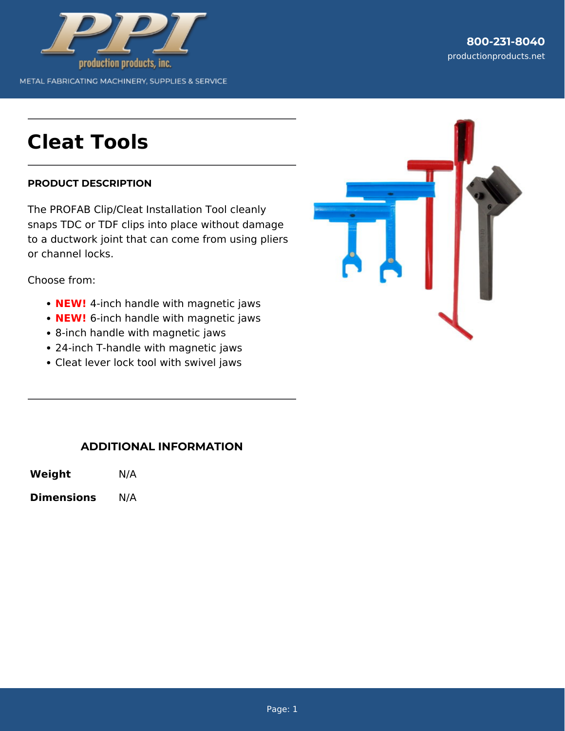# Cleat Tools

**PRODUCT DESCRIPTION**

The PROFAB Clip/Cleat Installation Tool cleanly snaps TDC or TDF clips into place without damage to a ductwork joint that can come from using pliers or channel locks.

Choose from:

- **NEW!** 4-inch handle with magnetic jaws
- **NEW!** 6-inch handle with magnetic jaws
- 8-inch handle with magnetic jaws
- 24-inch T-handle with magnetic jaws
- Cleat lever lock tool with swivel jaws

## ADDITIONAL INFORMATION

| | |
|---|---|
| **Weight** | N/A |
| **Dimensions** | N/A |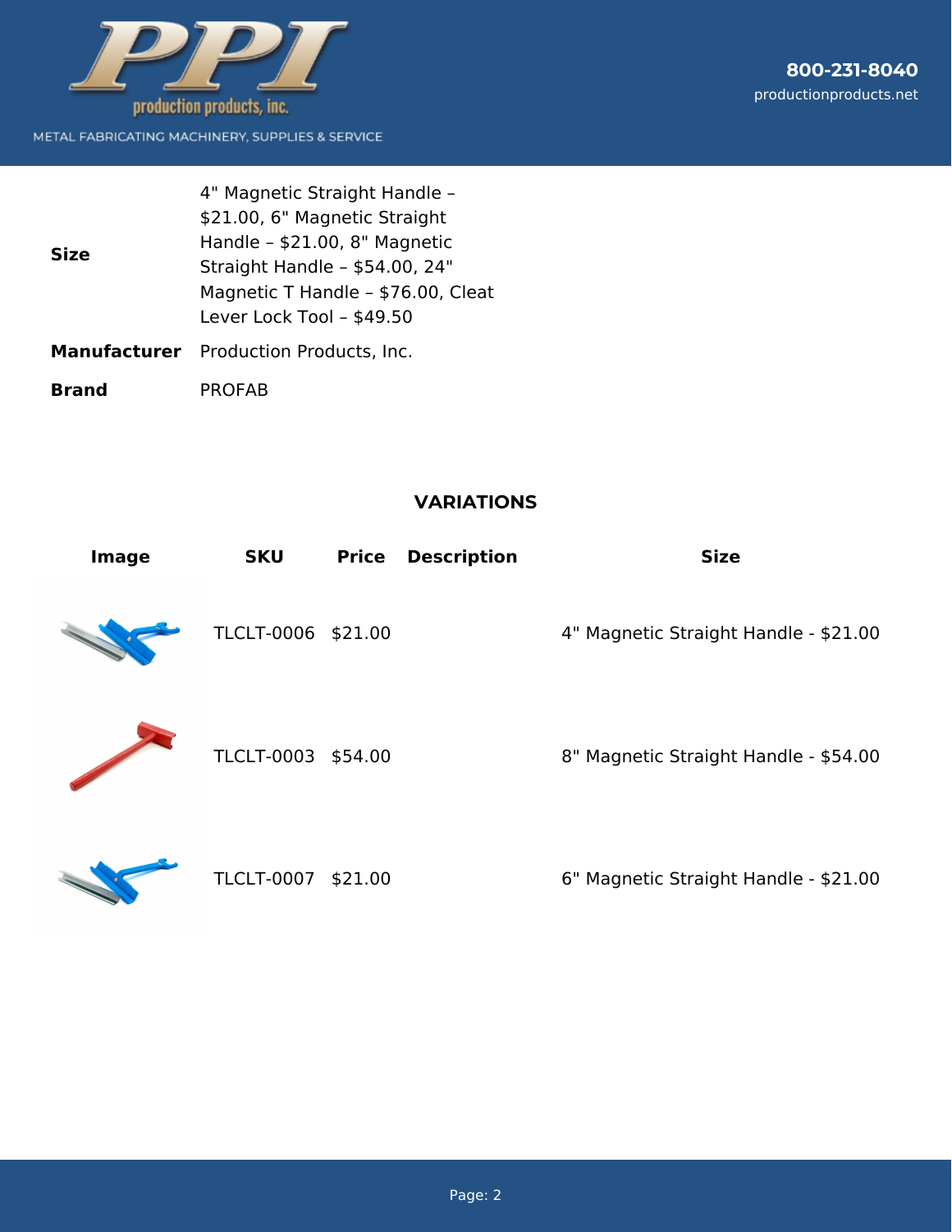| | |
|---|---|
| **Size** | 4" Magnetic Straight Handle – $21.00, 6" Magnetic Straight Handle – $21.00, 8" Magnetic Straight Handle – $54.00, 24" Magnetic T Handle – $76.00, Cleat Lever Lock Tool – $49.50 |
| **Manufacturer** | Production Products, Inc. |
| **Brand** | PROFAB |

## VARIATIONS

| Image | SKU | Price | Description | Size |
|---|---|---|---|---|
| | TLCLT-0006 | $21.00 | | 4" Magnetic Straight Handle - $21.00 |
| | TLCLT-0003 | $54.00 | | 8" Magnetic Straight Handle - $54.00 |
| | TLCLT-0007 | $21.00 | | 6" Magnetic Straight Handle - $21.00 |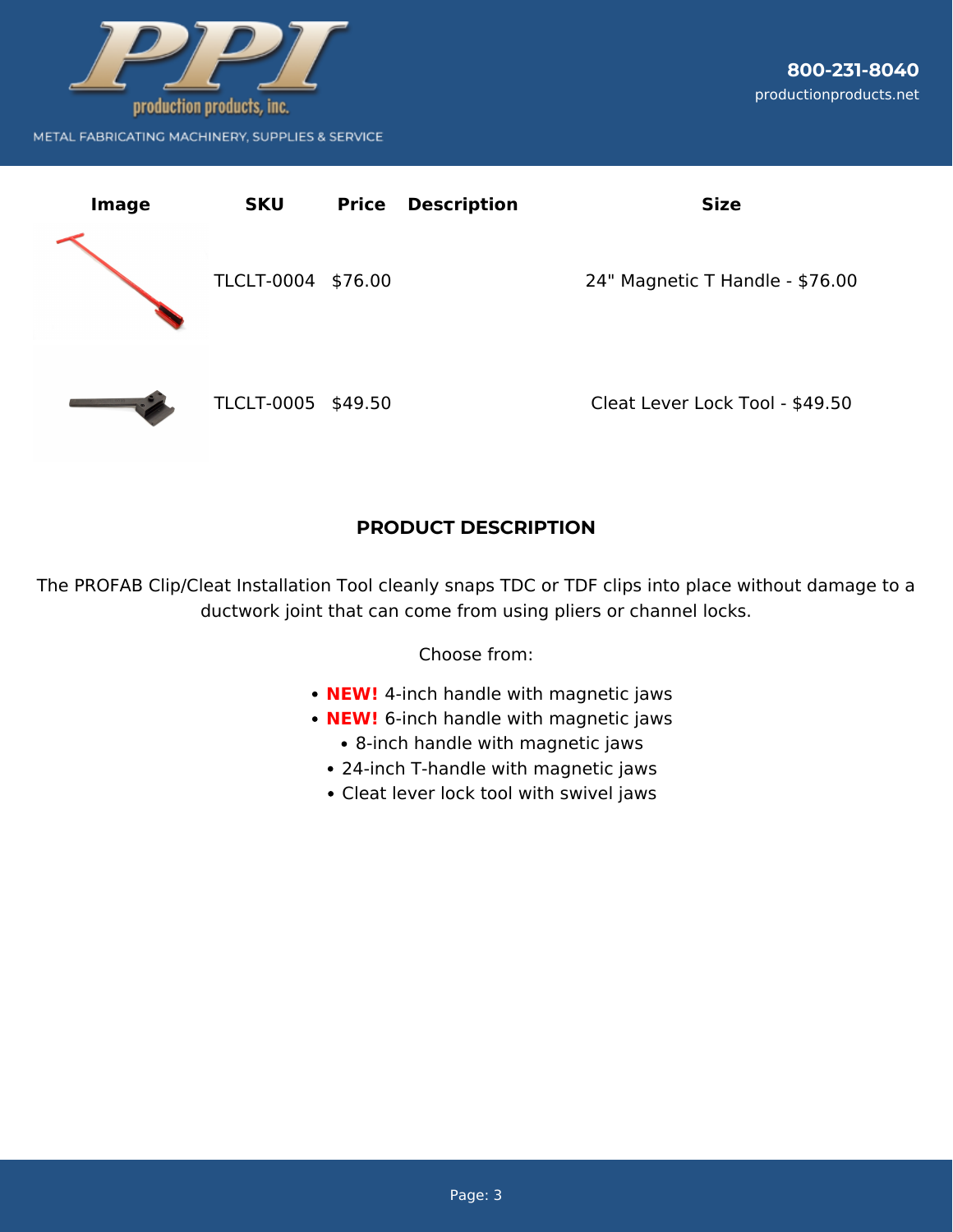| Image | SKU | Price | Description | Size |
|---|---|---|---|---|
| | TLCLT-0004 | $76.00 | | 24" Magnetic T Handle - $76.00 |
| | TLCLT-0005 | $49.50 | | Cleat Lever Lock Tool - $49.50 |

## PRODUCT DESCRIPTION

The PROFAB Clip/Cleat Installation Tool cleanly snaps TDC or TDF clips into place without damage to a ductwork joint that can come from using pliers or channel locks.

Choose from:

- **NEW!** 4-inch handle with magnetic jaws
- **NEW!** 6-inch handle with magnetic jaws
- 8-inch handle with magnetic jaws
- 24-inch T-handle with magnetic jaws
- Cleat lever lock tool with swivel jaws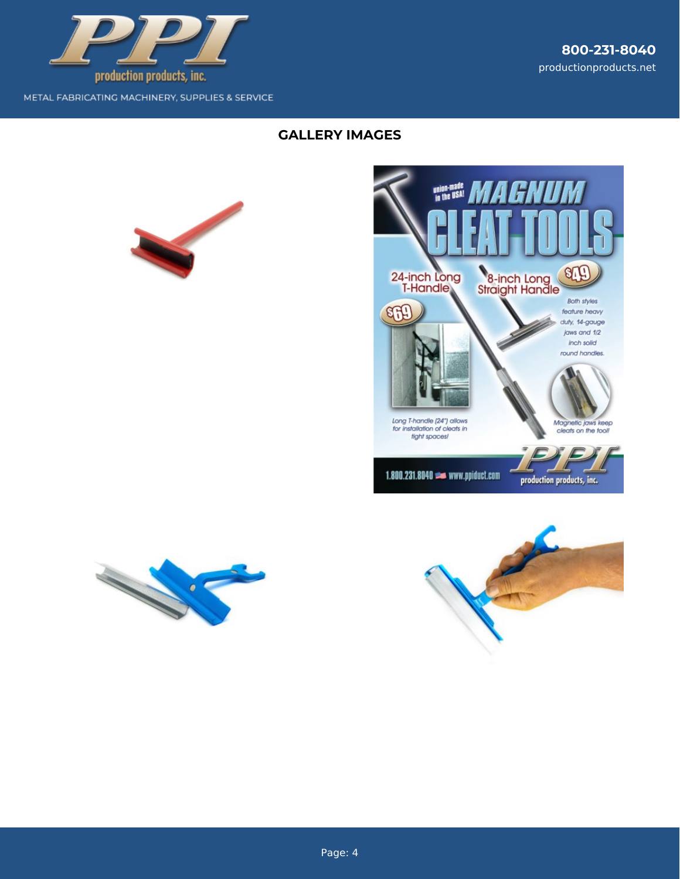## GALLERY IMAGES